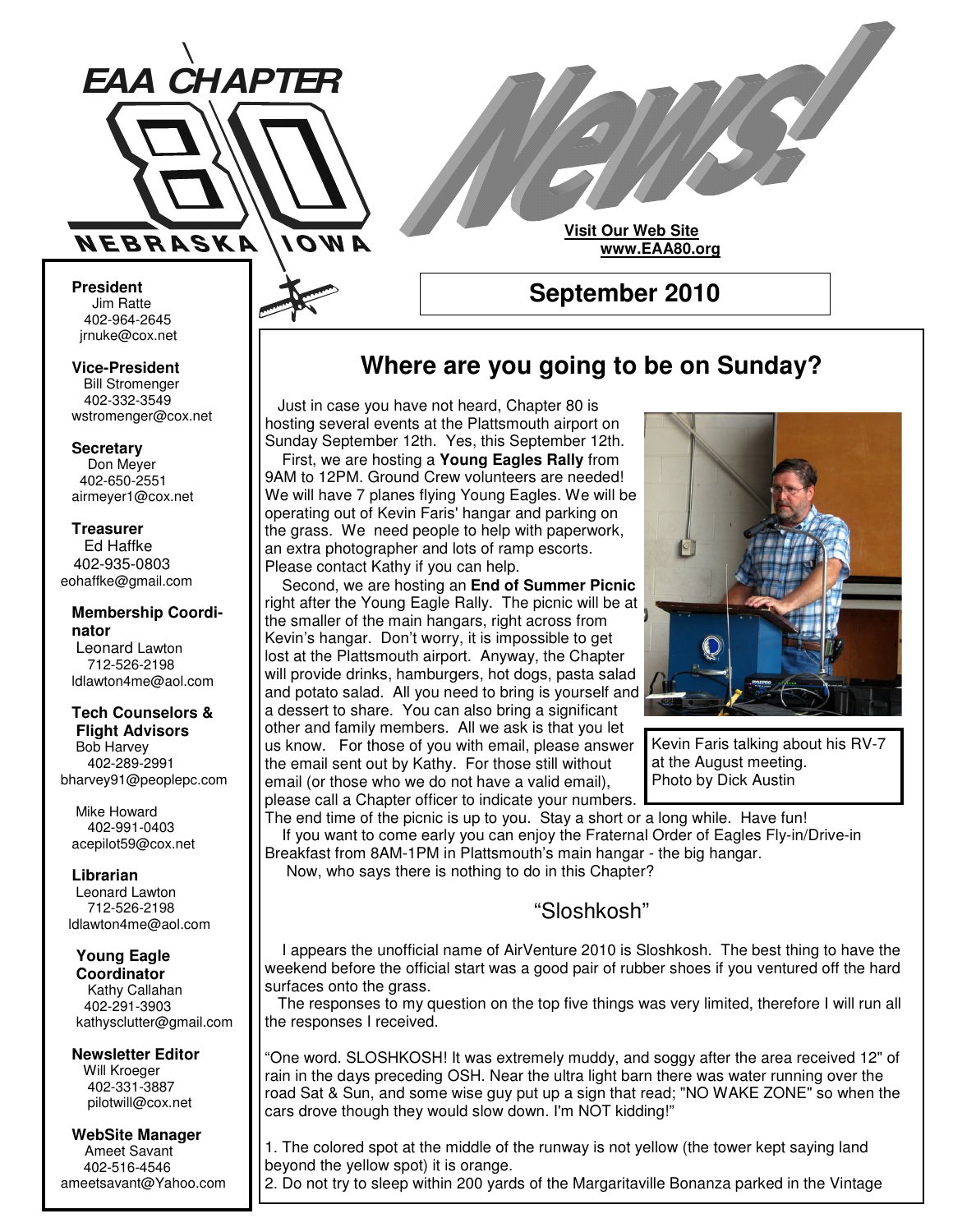# EAA CHAPTER 80 NEBRASKA IOWA

# News!

**Visit Our Web Site**
**www.EAA80.org**

## September 2010

**President**
Jim Ratte
402-964-2645
jrnuke@cox.net

**Vice-President**
Bill Stromenger
402-332-3549
wstromenger@cox.net

**Secretary**
Don Meyer
402-650-2551
airmeyer1@cox.net

**Treasurer**
Ed Haffke
402-935-0803
eohaffke@gmail.com

**Membership Coordinator**
Leonard Lawton
712-526-2198
ldlawton4me@aol.com

**Tech Counselors & Flight Advisors**
Bob Harvey
402-289-2991
bharvey91@peoplepc.com

Mike Howard
402-991-0403
acepilot59@cox.net

**Librarian**
Leonard Lawton
712-526-2198
ldlawton4me@aol.com

**Young Eagle Coordinator**
Kathy Callahan
402-291-3903
kathysclutter@gmail.com

**Newsletter Editor**
Will Kroeger
402-331-3887
pilotwill@cox.net

**WebSite Manager**
Ameet Savant
402-516-4546
ameetsavant@Yahoo.com

## Where are you going to be on Sunday?

Just in case you have not heard, Chapter 80 is hosting several events at the Plattsmouth airport on Sunday September 12th. Yes, this September 12th.

First, we are hosting a **Young Eagles Rally** from 9AM to 12PM. Ground Crew volunteers are needed! We will have 7 planes flying Young Eagles. We will be operating out of Kevin Faris' hangar and parking on the grass. We need people to help with paperwork, an extra photographer and lots of ramp escorts. Please contact Kathy if you can help.

Second, we are hosting an **End of Summer Picnic** right after the Young Eagle Rally. The picnic will be at the smaller of the main hangars, right across from Kevin's hangar. Don't worry, it is impossible to get lost at the Plattsmouth airport. Anyway, the Chapter will provide drinks, hamburgers, hot dogs, pasta salad and potato salad. All you need to bring is yourself and a dessert to share. You can also bring a significant other and family members. All we ask is that you let us know. For those of you with email, please answer the email sent out by Kathy. For those still without email (or those who we do not have a valid email), please call a Chapter officer to indicate your numbers. The end time of the picnic is up to you. Stay a short or a long while. Have fun!

Kevin Faris talking about his RV-7 at the August meeting. Photo by Dick Austin

If you want to come early you can enjoy the Fraternal Order of Eagles Fly-in/Drive-in Breakfast from 8AM-1PM in Plattsmouth's main hangar - the big hangar.

Now, who says there is nothing to do in this Chapter?

## "Sloshkosh"

I appears the unofficial name of AirVenture 2010 is Sloshkosh. The best thing to have the weekend before the official start was a good pair of rubber shoes if you ventured off the hard surfaces onto the grass.

The responses to my question on the top five things was very limited, therefore I will run all the responses I received.

"One word. SLOSHKOSH! It was extremely muddy, and soggy after the area received 12" of rain in the days preceding OSH. Near the ultra light barn there was water running over the road Sat & Sun, and some wise guy put up a sign that read; "NO WAKE ZONE" so when the cars drove though they would slow down. I'm NOT kidding!"

1. The colored spot at the middle of the runway is not yellow (the tower kept saying land beyond the yellow spot) it is orange.
2. Do not try to sleep within 200 yards of the Margaritaville Bonanza parked in the Vintage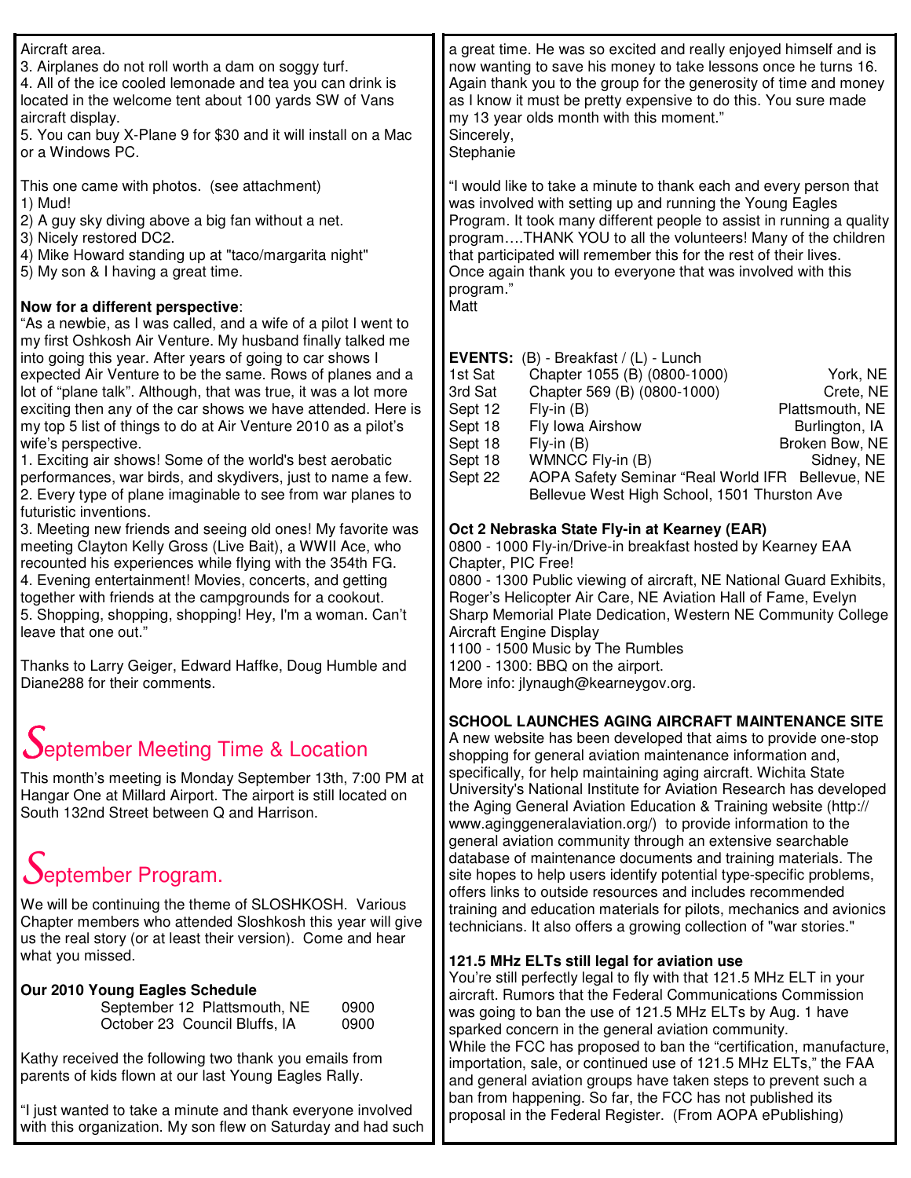Aircraft area.

3. Airplanes do not roll worth a dam on soggy turf.
4. All of the ice cooled lemonade and tea you can drink is located in the welcome tent about 100 yards SW of Vans aircraft display.
5. You can buy X-Plane 9 for $30 and it will install on a Mac or a Windows PC.

This one came with photos. (see attachment)
1) Mud!
2) A guy sky diving above a big fan without a net.
3) Nicely restored DC2.
4) Mike Howard standing up at "taco/margarita night"
5) My son & I having a great time.

**Now for a different perspective**:
"As a newbie, as I was called, and a wife of a pilot I went to my first Oshkosh Air Venture. My husband finally talked me into going this year. After years of going to car shows I expected Air Venture to be the same. Rows of planes and a lot of "plane talk". Although, that was true, it was a lot more exciting then any of the car shows we have attended. Here is my top 5 list of things to do at Air Venture 2010 as a pilot's wife's perspective.
1. Exciting air shows! Some of the world's best aerobatic performances, war birds, and skydivers, just to name a few.
2. Every type of plane imaginable to see from war planes to futuristic inventions.
3. Meeting new friends and seeing old ones! My favorite was meeting Clayton Kelly Gross (Live Bait), a WWII Ace, who recounted his experiences while flying with the 354th FG.
4. Evening entertainment! Movies, concerts, and getting together with friends at the campgrounds for a cookout.
5. Shopping, shopping, shopping! Hey, I'm a woman. Can't leave that one out."

Thanks to Larry Geiger, Edward Haffke, Doug Humble and Diane288 for their comments.

## September Meeting Time & Location

This month's meeting is Monday September 13th, 7:00 PM at Hangar One at Millard Airport. The airport is still located on South 132nd Street between Q and Harrison.

## September Program.

We will be continuing the theme of SLOSHKOSH. Various Chapter members who attended Sloshkosh this year will give us the real story (or at least their version). Come and hear what you missed.

**Our 2010 Young Eagles Schedule**

| | |
|---|---|
| September 12 Plattsmouth, NE | 0900 |
| October 23 Council Bluffs, IA | 0900 |

Kathy received the following two thank you emails from parents of kids flown at our last Young Eagles Rally.

"I just wanted to take a minute and thank everyone involved with this organization. My son flew on Saturday and had such a great time. He was so excited and really enjoyed himself and is now wanting to save his money to take lessons once he turns 16. Again thank you to the group for the generosity of time and money as I know it must be pretty expensive to do this. You sure made my 13 year olds month with this moment."
Sincerely,
Stephanie

"I would like to take a minute to thank each and every person that was involved with setting up and running the Young Eagles Program. It took many different people to assist in running a quality program….THANK YOU to all the volunteers! Many of the children that participated will remember this for the rest of their lives. Once again thank you to everyone that was involved with this program."
Matt

**EVENTS:** (B) - Breakfast / (L) - Lunch

| | | |
|---|---|---|
| 1st Sat | Chapter 1055 (B) (0800-1000) | York, NE |
| 3rd Sat | Chapter 569 (B) (0800-1000) | Crete, NE |
| Sept 12 | Fly-in (B) | Plattsmouth, NE |
| Sept 18 | Fly Iowa Airshow | Burlington, IA |
| Sept 18 | Fly-in (B) | Broken Bow, NE |
| Sept 18 | WMNCC Fly-in (B) | Sidney, NE |
| Sept 22 | AOPA Safety Seminar "Real World IFR Bellevue West High School, 1501 Thurston Ave | Bellevue, NE |

**Oct 2 Nebraska State Fly-in at Kearney (EAR)**
0800 - 1000 Fly-in/Drive-in breakfast hosted by Kearney EAA Chapter, PIC Free!
0800 - 1300 Public viewing of aircraft, NE National Guard Exhibits, Roger's Helicopter Air Care, NE Aviation Hall of Fame, Evelyn Sharp Memorial Plate Dedication, Western NE Community College Aircraft Engine Display
1100 - 1500 Music by The Rumbles
1200 - 1300: BBQ on the airport.
More info: jlynaugh@kearneygov.org.

**SCHOOL LAUNCHES AGING AIRCRAFT MAINTENANCE SITE**
A new website has been developed that aims to provide one-stop shopping for general aviation maintenance information and, specifically, for help maintaining aging aircraft. Wichita State University's National Institute for Aviation Research has developed the Aging General Aviation Education & Training website (http://www.aginggeneralaviation.org/) to provide information to the general aviation community through an extensive searchable database of maintenance documents and training materials. The site hopes to help users identify potential type-specific problems, offers links to outside resources and includes recommended training and education materials for pilots, mechanics and avionics technicians. It also offers a growing collection of "war stories."

**121.5 MHz ELTs still legal for aviation use**
You're still perfectly legal to fly with that 121.5 MHz ELT in your aircraft. Rumors that the Federal Communications Commission was going to ban the use of 121.5 MHz ELTs by Aug. 1 have sparked concern in the general aviation community.
While the FCC has proposed to ban the "certification, manufacture, importation, sale, or continued use of 121.5 MHz ELTs," the FAA and general aviation groups have taken steps to prevent such a ban from happening. So far, the FCC has not published its proposal in the Federal Register. (From AOPA ePublishing)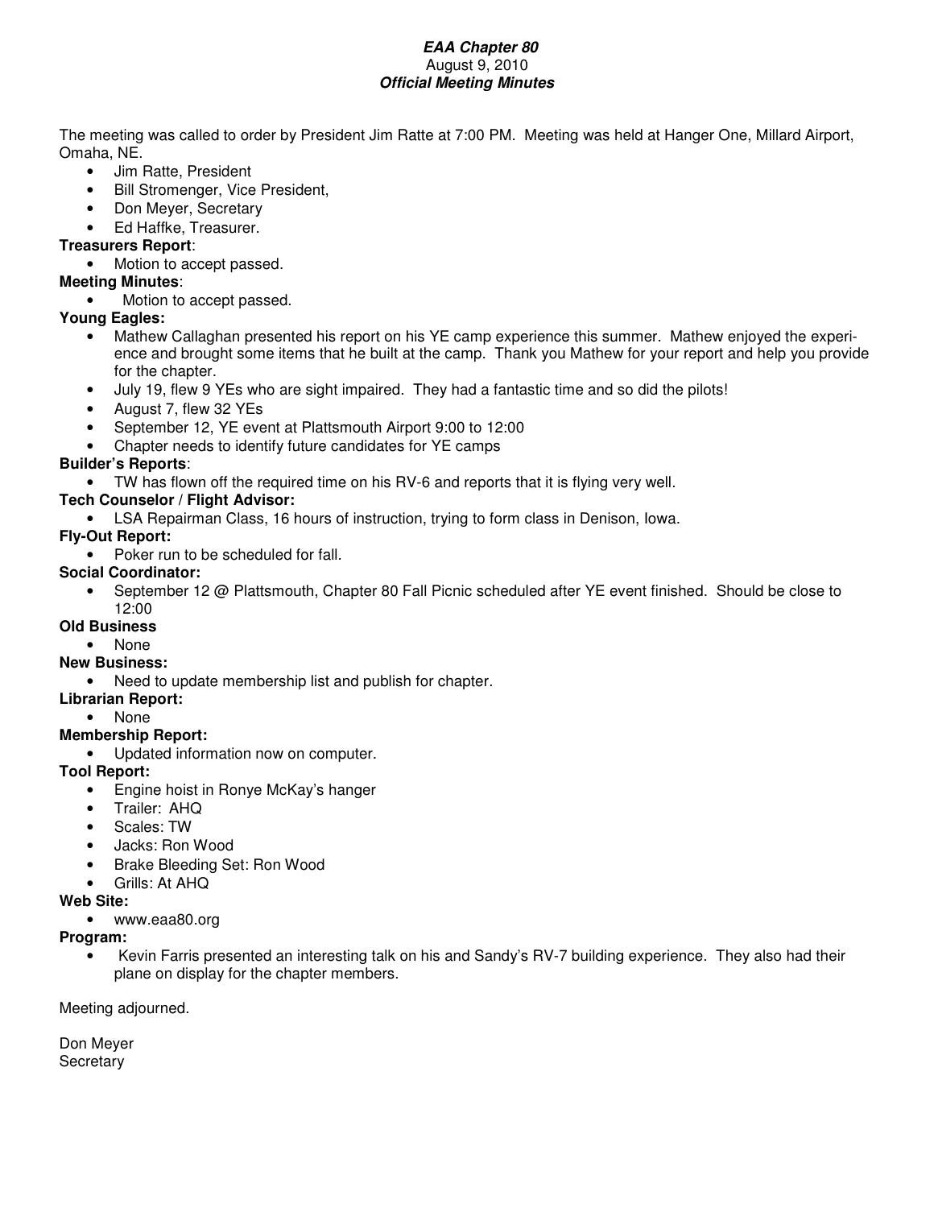**_EAA Chapter 80_**
August 9, 2010
**_Official Meeting Minutes_**

The meeting was called to order by President Jim Ratte at 7:00 PM. Meeting was held at Hanger One, Millard Airport, Omaha, NE.

- Jim Ratte, President
- Bill Stromenger, Vice President,
- Don Meyer, Secretary
- Ed Haffke, Treasurer.

**Treasurers Report**:

- Motion to accept passed.

**Meeting Minutes**:

- Motion to accept passed.

**Young Eagles:**

- Mathew Callaghan presented his report on his YE camp experience this summer. Mathew enjoyed the experience and brought some items that he built at the camp. Thank you Mathew for your report and help you provide for the chapter.
- July 19, flew 9 YEs who are sight impaired. They had a fantastic time and so did the pilots!
- August 7, flew 32 YEs
- September 12, YE event at Plattsmouth Airport 9:00 to 12:00
- Chapter needs to identify future candidates for YE camps

**Builder's Reports**:

- TW has flown off the required time on his RV-6 and reports that it is flying very well.

**Tech Counselor / Flight Advisor:**

- LSA Repairman Class, 16 hours of instruction, trying to form class in Denison, Iowa.

**Fly-Out Report:**

- Poker run to be scheduled for fall.

**Social Coordinator:**

- September 12 @ Plattsmouth, Chapter 80 Fall Picnic scheduled after YE event finished. Should be close to 12:00

**Old Business**

- None

**New Business:**

- Need to update membership list and publish for chapter.

**Librarian Report:**

- None

**Membership Report:**

- Updated information now on computer.

**Tool Report:**

- Engine hoist in Ronye McKay's hanger
- Trailer: AHQ
- Scales: TW
- Jacks: Ron Wood
- Brake Bleeding Set: Ron Wood
- Grills: At AHQ

**Web Site:**

- www.eaa80.org

**Program:**

- Kevin Farris presented an interesting talk on his and Sandy's RV-7 building experience. They also had their plane on display for the chapter members.

Meeting adjourned.

Don Meyer
Secretary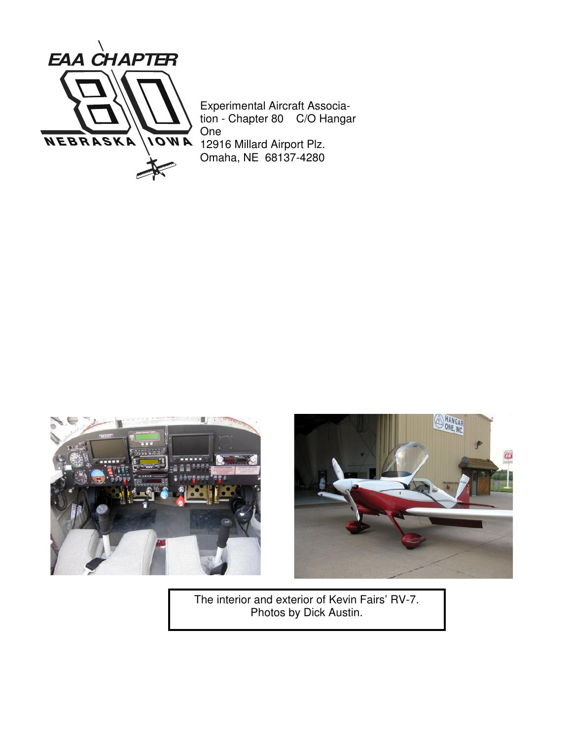Experimental Aircraft Association - Chapter 80 C/O Hangar One
12916 Millard Airport Plz.
Omaha, NE 68137-4280

The interior and exterior of Kevin Fairs' RV-7.
Photos by Dick Austin.